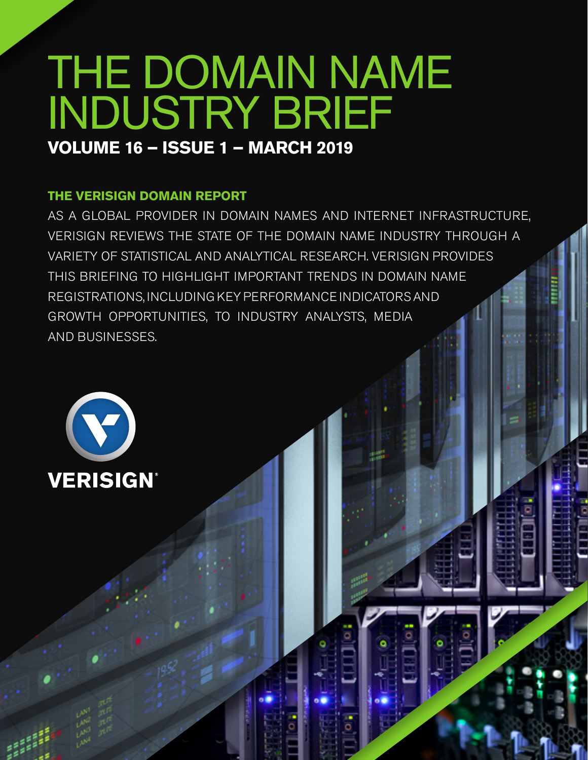# THE DOMAIN NAME INDUSTRY BRIEF

**VOLUME 16 – ISSUE 1 – MARCH 2019**

## THE VERISIGN DOMAIN REPORT

AS A GLOBAL PROVIDER IN DOMAIN NAMES AND INTERNET INFRASTRUCTURE, VERISIGN REVIEWS THE STATE OF THE DOMAIN NAME INDUSTRY THROUGH A VARIETY OF STATISTICAL AND ANALYTICAL RESEARCH. VERISIGN PROVIDES THIS BRIEFING TO HIGHLIGHT IMPORTANT TRENDS IN DOMAIN NAME REGISTRATIONS, INCLUDING KEY PERFORMANCE INDICATORS AND GROWTH OPPORTUNITIES, TO INDUSTRY ANALYSTS, MEDIA AND BUSINESSES.

VERISIGN®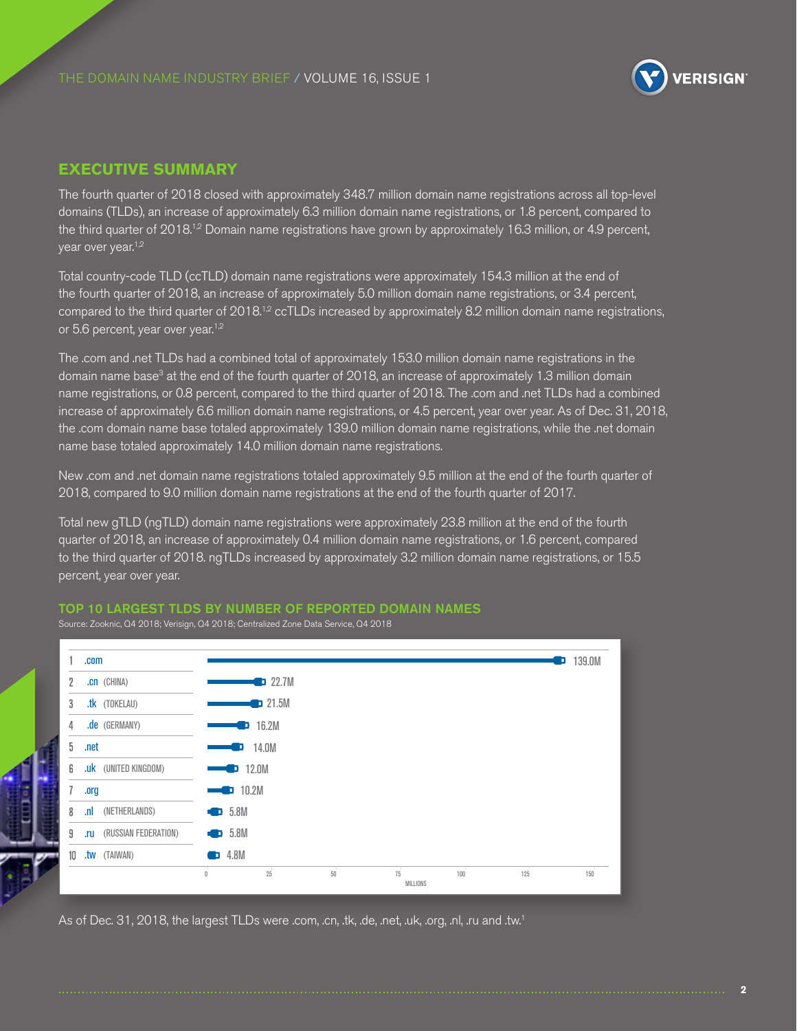## EXECUTIVE SUMMARY

The fourth quarter of 2018 closed with approximately 348.7 million domain name registrations across all top-level domains (TLDs), an increase of approximately 6.3 million domain name registrations, or 1.8 percent, compared to the third quarter of 2018.[1,2] Domain name registrations have grown by approximately 16.3 million, or 4.9 percent, year over year.[1,2]

Total country-code TLD (ccTLD) domain name registrations were approximately 154.3 million at the end of the fourth quarter of 2018, an increase of approximately 5.0 million domain name registrations, or 3.4 percent, compared to the third quarter of 2018.[1,2] ccTLDs increased by approximately 8.2 million domain name registrations, or 5.6 percent, year over year.[1,2]

The .com and .net TLDs had a combined total of approximately 153.0 million domain name registrations in the domain name base[3] at the end of the fourth quarter of 2018, an increase of approximately 1.3 million domain name registrations, or 0.8 percent, compared to the third quarter of 2018. The .com and .net TLDs had a combined increase of approximately 6.6 million domain name registrations, or 4.5 percent, year over year. As of Dec. 31, 2018, the .com domain name base totaled approximately 139.0 million domain name registrations, while the .net domain name base totaled approximately 14.0 million domain name registrations.

New .com and .net domain name registrations totaled approximately 9.5 million at the end of the fourth quarter of 2018, compared to 9.0 million domain name registrations at the end of the fourth quarter of 2017.

Total new gTLD (ngTLD) domain name registrations were approximately 23.8 million at the end of the fourth quarter of 2018, an increase of approximately 0.4 million domain name registrations, or 1.6 percent, compared to the third quarter of 2018. ngTLDs increased by approximately 3.2 million domain name registrations, or 15.5 percent, year over year.

### TOP 10 LARGEST TLDS BY NUMBER OF REPORTED DOMAIN NAMES

Source: Zooknic, Q4 2018; Verisign, Q4 2018; Centralized Zone Data Service, Q4 2018

| Rank | TLD | Domain Names (Millions) |
|---|---|---|
| 1 | .com | 139.0M |
| 2 | .cn (CHINA) | 22.7M |
| 3 | .tk (TOKELAU) | 21.5M |
| 4 | .de (GERMANY) | 16.2M |
| 5 | .net | 14.0M |
| 6 | .uk (UNITED KINGDOM) | 12.0M |
| 7 | .org | 10.2M |
| 8 | .nl (NETHERLANDS) | 5.8M |
| 9 | .ru (RUSSIAN FEDERATION) | 5.8M |
| 10 | .tw (TAIWAN) | 4.8M |

As of Dec. 31, 2018, the largest TLDs were .com, .cn, .tk, .de, .net, .uk, .org, .nl, .ru and .tw.[1]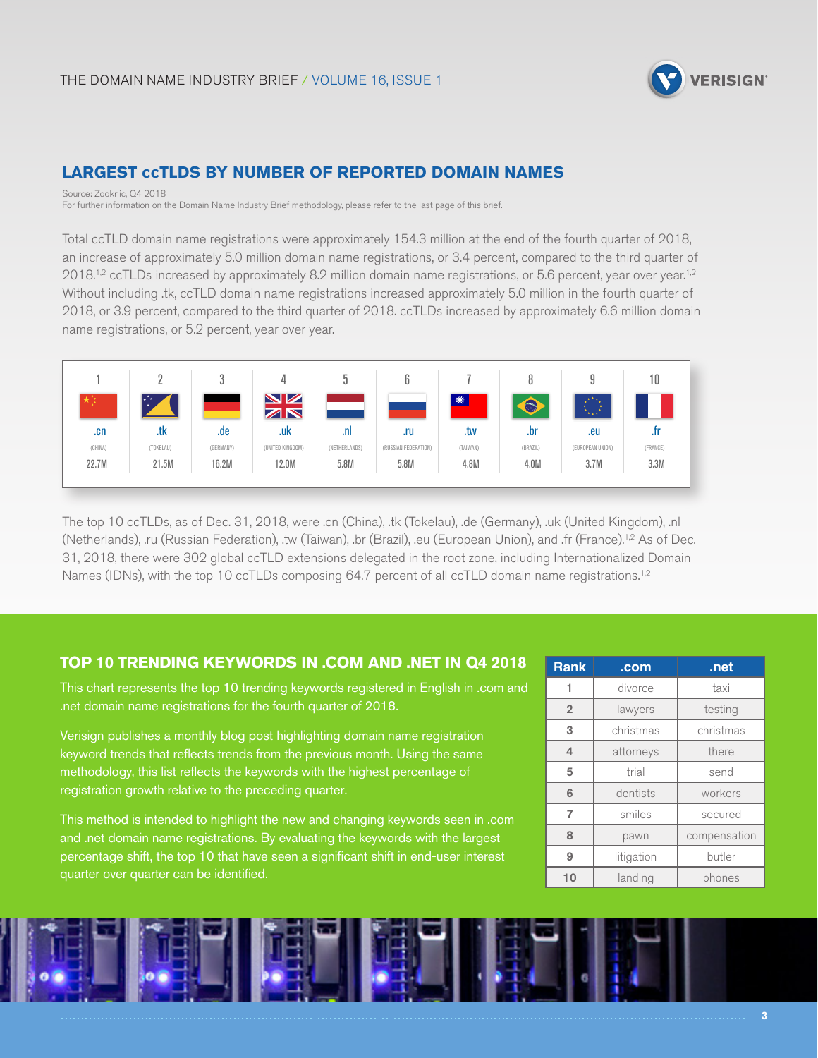## LARGEST ccTLDS BY NUMBER OF REPORTED DOMAIN NAMES

Source: Zooknic, Q4 2018
For further information on the Domain Name Industry Brief methodology, please refer to the last page of this brief.

Total ccTLD domain name registrations were approximately 154.3 million at the end of the fourth quarter of 2018, an increase of approximately 5.0 million domain name registrations, or 3.4 percent, compared to the third quarter of 2018.[1,2] ccTLDs increased by approximately 8.2 million domain name registrations, or 5.6 percent, year over year.[1,2] Without including .tk, ccTLD domain name registrations increased approximately 5.0 million in the fourth quarter of 2018, or 3.9 percent, compared to the third quarter of 2018. ccTLDs increased by approximately 6.6 million domain name registrations, or 5.2 percent, year over year.

| 1 | 2 | 3 | 4 | 5 | 6 | 7 | 8 | 9 | 10 |
|---|---|---|---|---|---|---|---|---|---|
| .cn | .tk | .de | .uk | .nl | .ru | .tw | .br | .eu | .fr |
| (CHINA) | (TOKELAU) | (GERMANY) | (UNITED KINGDOM) | (NETHERLANDS) | (RUSSIAN FEDERATION) | (TAIWAN) | (BRAZIL) | (EUROPEAN UNION) | (FRANCE) |
| 22.7M | 21.5M | 16.2M | 12.0M | 5.8M | 5.8M | 4.8M | 4.0M | 3.7M | 3.3M |

The top 10 ccTLDs, as of Dec. 31, 2018, were .cn (China), .tk (Tokelau), .de (Germany), .uk (United Kingdom), .nl (Netherlands), .ru (Russian Federation), .tw (Taiwan), .br (Brazil), .eu (European Union), and .fr (France).[1,2] As of Dec. 31, 2018, there were 302 global ccTLD extensions delegated in the root zone, including Internationalized Domain Names (IDNs), with the top 10 ccTLDs composing 64.7 percent of all ccTLD domain name registrations.[1,2]

## TOP 10 TRENDING KEYWORDS IN .COM AND .NET IN Q4 2018

This chart represents the top 10 trending keywords registered in English in .com and .net domain name registrations for the fourth quarter of 2018.

Verisign publishes a monthly blog post highlighting domain name registration keyword trends that reflects trends from the previous month. Using the same methodology, this list reflects the keywords with the highest percentage of registration growth relative to the preceding quarter.

This method is intended to highlight the new and changing keywords seen in .com and .net domain name registrations. By evaluating the keywords with the largest percentage shift, the top 10 that have seen a significant shift in end-user interest quarter over quarter can be identified.

| Rank | .com | .net |
|---|---|---|
| 1 | divorce | taxi |
| 2 | lawyers | testing |
| 3 | christmas | christmas |
| 4 | attorneys | there |
| 5 | trial | send |
| 6 | dentists | workers |
| 7 | smiles | secured |
| 8 | pawn | compensation |
| 9 | litigation | butler |
| 10 | landing | phones |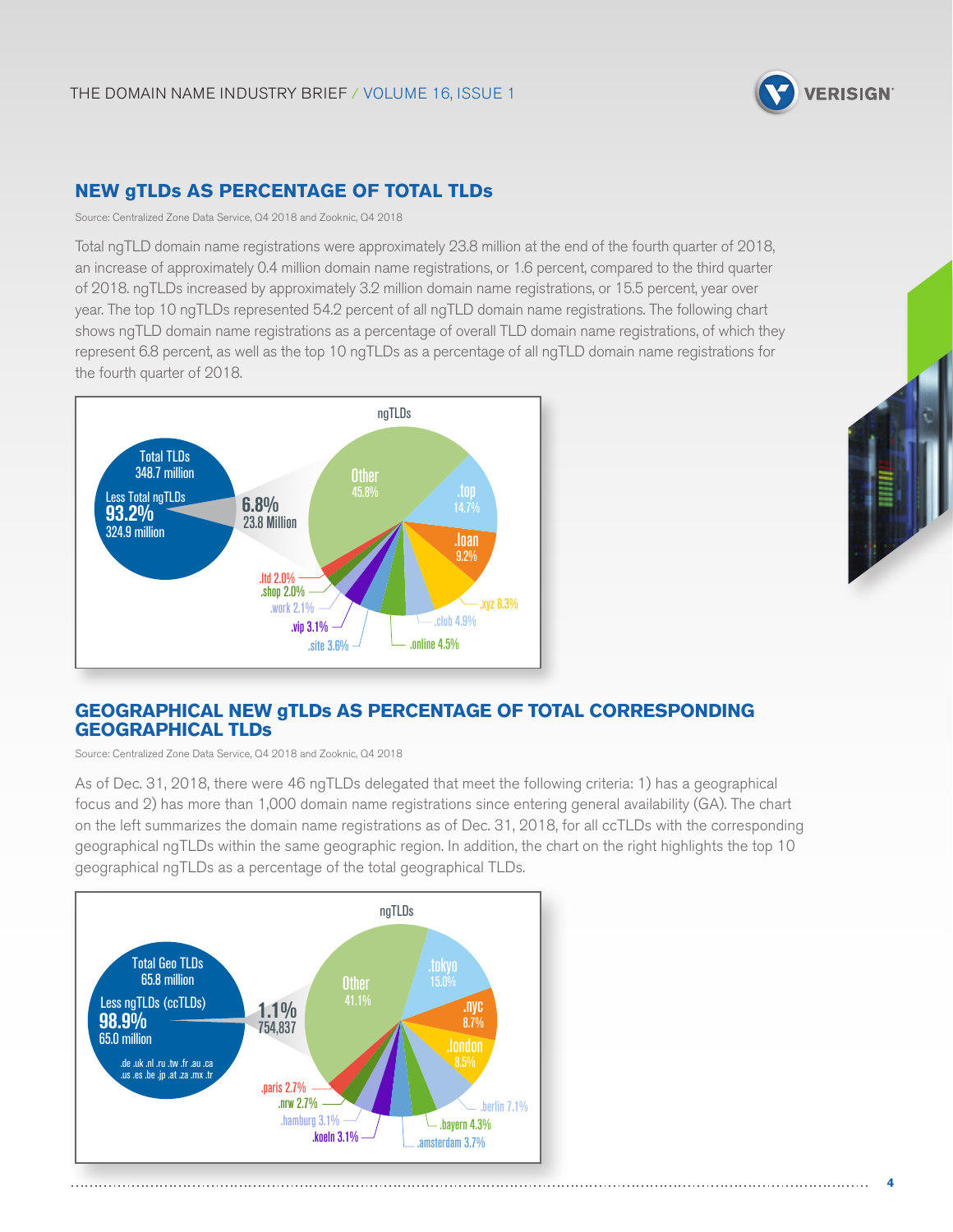## NEW gTLDs AS PERCENTAGE OF TOTAL TLDs

Source: Centralized Zone Data Service, Q4 2018 and Zooknic, Q4 2018

Total ngTLD domain name registrations were approximately 23.8 million at the end of the fourth quarter of 2018, an increase of approximately 0.4 million domain name registrations, or 1.6 percent, compared to the third quarter of 2018. ngTLDs increased by approximately 3.2 million domain name registrations, or 15.5 percent, year over year. The top 10 ngTLDs represented 54.2 percent of all ngTLD domain name registrations. The following chart shows ngTLD domain name registrations as a percentage of overall TLD domain name registrations, of which they represent 6.8 percent, as well as the top 10 ngTLDs as a percentage of all ngTLD domain name registrations for the fourth quarter of 2018.

Total TLDs 348.7 million

Less Total ngTLDs 93.2% 324.9 million

6.8% 23.8 Million

ngTLDs

| ngTLD | Percentage |
|---|---|
| Other | 45.8% |
| .top | 14.7% |
| .loan | 9.2% |
| .xyz | 8.3% |
| .club | 4.9% |
| .online | 4.5% |
| .site | 3.6% |
| .vip | 3.1% |
| .work | 2.1% |
| .shop | 2.0% |
| .ltd | 2.0% |

## GEOGRAPHICAL NEW gTLDs AS PERCENTAGE OF TOTAL CORRESPONDING GEOGRAPHICAL TLDs

Source: Centralized Zone Data Service, Q4 2018 and Zooknic, Q4 2018

As of Dec. 31, 2018, there were 46 ngTLDs delegated that meet the following criteria: 1) has a geographical focus and 2) has more than 1,000 domain name registrations since entering general availability (GA). The chart on the left summarizes the domain name registrations as of Dec. 31, 2018, for all ccTLDs with the corresponding geographical ngTLDs within the same geographic region. In addition, the chart on the right highlights the top 10 geographical ngTLDs as a percentage of the total geographical TLDs.

Total Geo TLDs 65.8 million

Less ngTLDs (ccTLDs) 98.9% 65.0 million

.de .uk .nl .ru .tw .fr .au .ca .us .es .be .jp .at .za .mx .tr

1.1% 754,837

ngTLDs

| ngTLD | Percentage |
|---|---|
| Other | 41.1% |
| .tokyo | 15.0% |
| .nyc | 8.7% |
| .london | 8.5% |
| .berlin | 7.1% |
| .bayern | 4.3% |
| .amsterdam | 3.7% |
| .koeln | 3.1% |
| .hamburg | 3.1% |
| .nrw | 2.7% |
| .paris | 2.7% |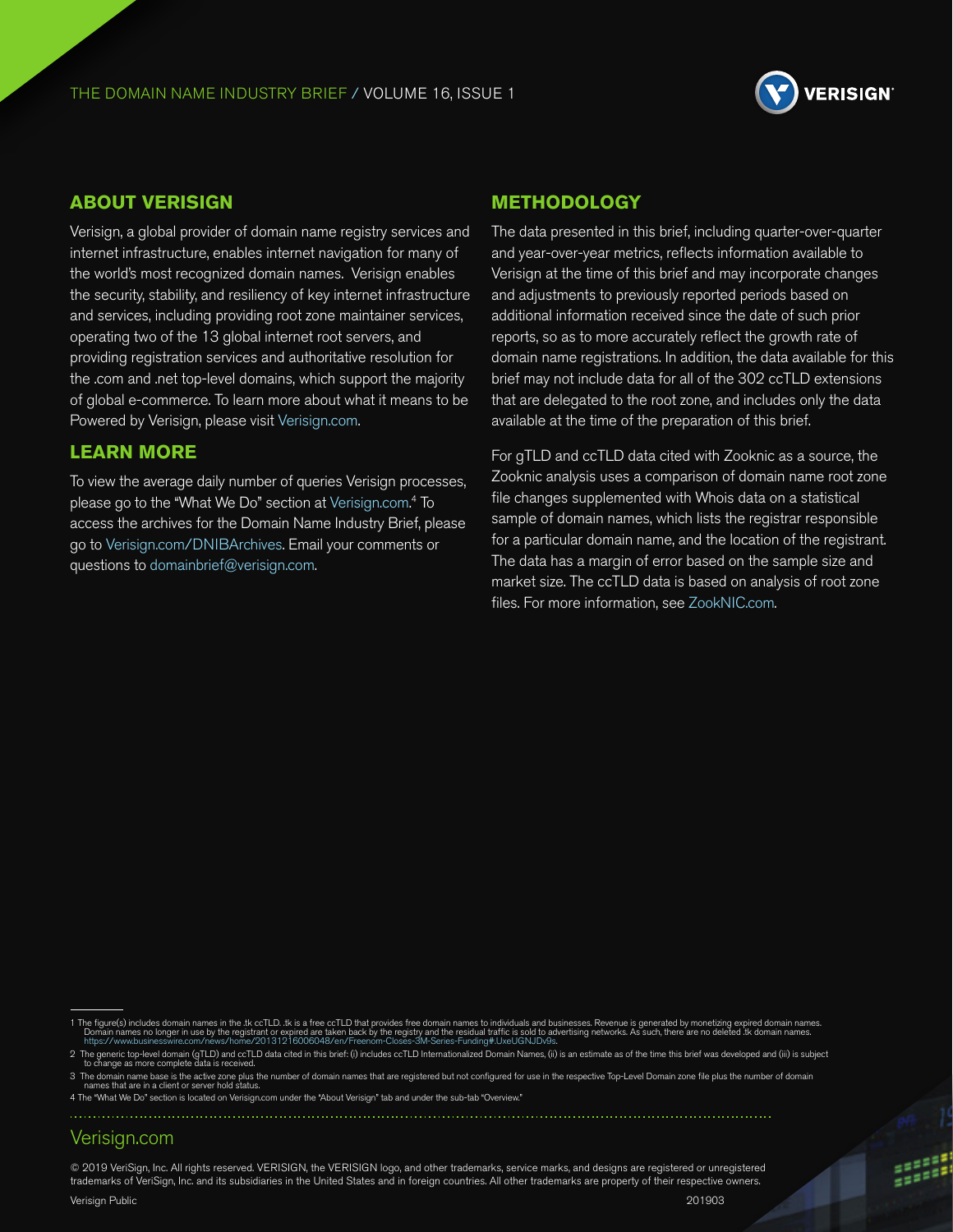## ABOUT VERISIGN

Verisign, a global provider of domain name registry services and internet infrastructure, enables internet navigation for many of the world's most recognized domain names. Verisign enables the security, stability, and resiliency of key internet infrastructure and services, including providing root zone maintainer services, operating two of the 13 global internet root servers, and providing registration services and authoritative resolution for the .com and .net top-level domains, which support the majority of global e-commerce. To learn more about what it means to be Powered by Verisign, please visit Verisign.com.

## LEARN MORE

To view the average daily number of queries Verisign processes, please go to the "What We Do" section at Verisign.com.[4] To access the archives for the Domain Name Industry Brief, please go to Verisign.com/DNIBArchives. Email your comments or questions to domainbrief@verisign.com.

## METHODOLOGY

The data presented in this brief, including quarter-over-quarter and year-over-year metrics, reflects information available to Verisign at the time of this brief and may incorporate changes and adjustments to previously reported periods based on additional information received since the date of such prior reports, so as to more accurately reflect the growth rate of domain name registrations. In addition, the data available for this brief may not include data for all of the 302 ccTLD extensions that are delegated to the root zone, and includes only the data available at the time of the preparation of this brief.

For gTLD and ccTLD data cited with Zooknic as a source, the Zooknic analysis uses a comparison of domain name root zone file changes supplemented with Whois data on a statistical sample of domain names, which lists the registrar responsible for a particular domain name, and the location of the registrant. The data has a margin of error based on the sample size and market size. The ccTLD data is based on analysis of root zone files. For more information, see ZookNIC.com.

---

1 The figure(s) includes domain names in the .tk ccTLD. .tk is a free ccTLD that provides free domain names to individuals and businesses. Revenue is generated by monetizing expired domain names. Domain names no longer in use by the registrant or expired are taken back by the registry and the residual traffic is sold to advertising networks. As such, there are no deleted .tk domain names. https://www.businesswire.com/news/home/20131216006048/en/Freenom-Closes-3M-Series-Funding#.UxeUGNJDv9s.

2 The generic top-level domain (gTLD) and ccTLD data cited in this brief: (i) includes ccTLD Internationalized Domain Names, (ii) is an estimate as of the time this brief was developed and (iii) is subject to change as more complete data is received.

3 The domain name base is the active zone plus the number of domain names that are registered but not configured for use in the respective Top-Level Domain zone file plus the number of domain names that are in a client or server hold status.

4 The "What We Do" section is located on Verisign.com under the "About Verisign" tab and under the sub-tab "Overview."

Verisign.com

© 2019 VeriSign, Inc. All rights reserved. VERISIGN, the VERISIGN logo, and other trademarks, service marks, and designs are registered or unregistered trademarks of VeriSign, Inc. and its subsidiaries in the United States and in foreign countries. All other trademarks are property of their respective owners.

Verisign Public

201903